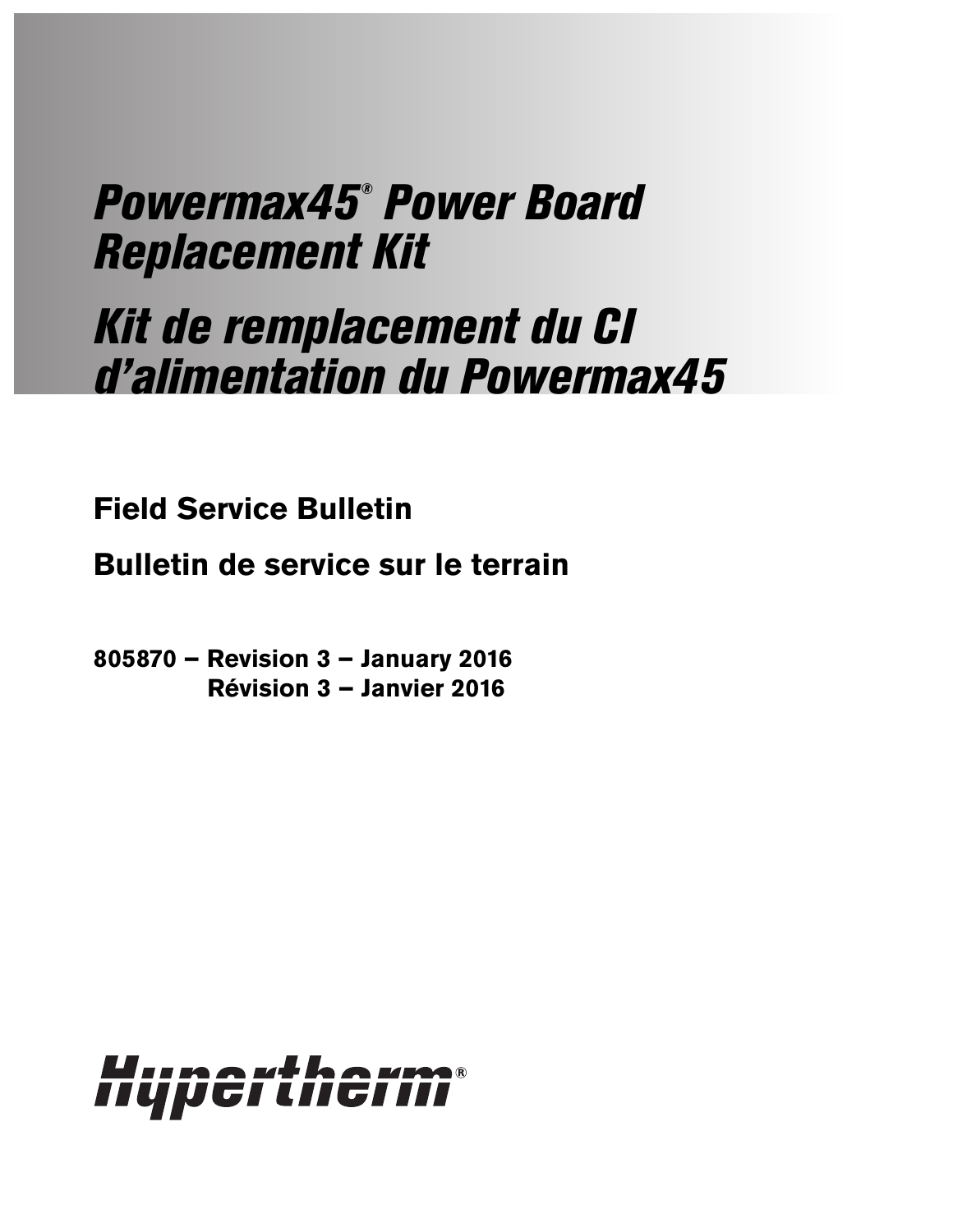# *Powermax45® Power Board Replacement Kit*

# *Kit de remplacement du CI d'alimentation du Powermax45*

**Field Service Bulletin**

**Bulletin de service sur le terrain**

**805870 – Revision 3 – January 2016**
**Révision 3 – Janvier 2016**

Hypertherm®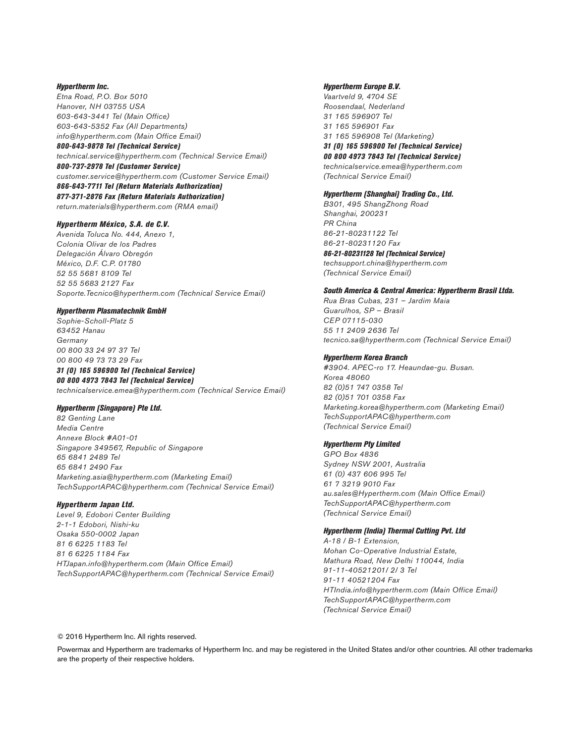***Hypertherm Inc.***

*Etna Road, P.O. Box 5010*
*Hanover, NH 03755 USA*
*603-643-3441 Tel (Main Office)*
*603-643-5352 Fax (All Departments)*
*info@hypertherm.com (Main Office Email)*
***800-643-9878 Tel (Technical Service)***
*technical.service@hypertherm.com (Technical Service Email)*
***800-737-2978 Tel (Customer Service)***
*customer.service@hypertherm.com (Customer Service Email)*
***866-643-7711 Tel (Return Materials Authorization)***
***877-371-2876 Fax (Return Materials Authorization)***
*return.materials@hypertherm.com (RMA email)*

***Hypertherm México, S.A. de C.V.***

*Avenida Toluca No. 444, Anexo 1,*
*Colonia Olivar de los Padres*
*Delegación Álvaro Obregón*
*México, D.F. C.P. 01780*
*52 55 5681 8109 Tel*
*52 55 5683 2127 Fax*
*Soporte.Tecnico@hypertherm.com (Technical Service Email)*

***Hypertherm Plasmatechnik GmbH***

*Sophie-Scholl-Platz 5*
*63452 Hanau*
*Germany*
*00 800 33 24 97 37 Tel*
*00 800 49 73 73 29 Fax*
***31 (0) 165 596900 Tel (Technical Service)***
***00 800 4973 7843 Tel (Technical Service)***
*technicalservice.emea@hypertherm.com (Technical Service Email)*

***Hypertherm (Singapore) Pte Ltd.***

*82 Genting Lane*
*Media Centre*
*Annexe Block #A01-01*
*Singapore 349567, Republic of Singapore*
*65 6841 2489 Tel*
*65 6841 2490 Fax*
*Marketing.asia@hypertherm.com (Marketing Email)*
*TechSupportAPAC@hypertherm.com (Technical Service Email)*

***Hypertherm Japan Ltd.***

*Level 9, Edobori Center Building*
*2-1-1 Edobori, Nishi-ku*
*Osaka 550-0002 Japan*
*81 6 6225 1183 Tel*
*81 6 6225 1184 Fax*
*HTJapan.info@hypertherm.com (Main Office Email)*
*TechSupportAPAC@hypertherm.com (Technical Service Email)*

***Hypertherm Europe B.V.***

*Vaartveld 9, 4704 SE*
*Roosendaal, Nederland*
*31 165 596907 Tel*
*31 165 596901 Fax*
*31 165 596908 Tel (Marketing)*
***31 (0) 165 596900 Tel (Technical Service)***
***00 800 4973 7843 Tel (Technical Service)***
*technicalservice.emea@hypertherm.com*
*(Technical Service Email)*

***Hypertherm (Shanghai) Trading Co., Ltd.***

*B301, 495 ShangZhong Road*
*Shanghai, 200231*
*PR China*
*86-21-80231122 Tel*
*86-21-80231120 Fax*
***86-21-80231128 Tel (Technical Service)***
*techsupport.china@hypertherm.com*
*(Technical Service Email)*

***South America & Central America: Hypertherm Brasil Ltda.***

*Rua Bras Cubas, 231 – Jardim Maia*
*Guarulhos, SP – Brasil*
*CEP 07115-030*
*55 11 2409 2636 Tel*
*tecnico.sa@hypertherm.com (Technical Service Email)*

***Hypertherm Korea Branch***

*#3904. APEC-ro 17. Heaundae-gu. Busan.*
*Korea 48060*
*82 (0)51 747 0358 Tel*
*82 (0)51 701 0358 Fax*
*Marketing.korea@hypertherm.com (Marketing Email)*
*TechSupportAPAC@hypertherm.com*
*(Technical Service Email)*

***Hypertherm Pty Limited***

*GPO Box 4836*
*Sydney NSW 2001, Australia*
*61 (0) 437 606 995 Tel*
*61 7 3219 9010 Fax*
*au.sales@Hypertherm.com (Main Office Email)*
*TechSupportAPAC@hypertherm.com*
*(Technical Service Email)*

***Hypertherm (India) Thermal Cutting Pvt. Ltd***

*A-18 / B-1 Extension,*
*Mohan Co-Operative Industrial Estate,*
*Mathura Road, New Delhi 110044, India*
*91-11-40521201/ 2/ 3 Tel*
*91-11 40521204 Fax*
*HTIndia.info@hypertherm.com (Main Office Email)*
*TechSupportAPAC@hypertherm.com*
*(Technical Service Email)*

© 2016 Hypertherm Inc. All rights reserved.

Powermax and Hypertherm are trademarks of Hypertherm Inc. and may be registered in the United States and/or other countries. All other trademarks are the property of their respective holders.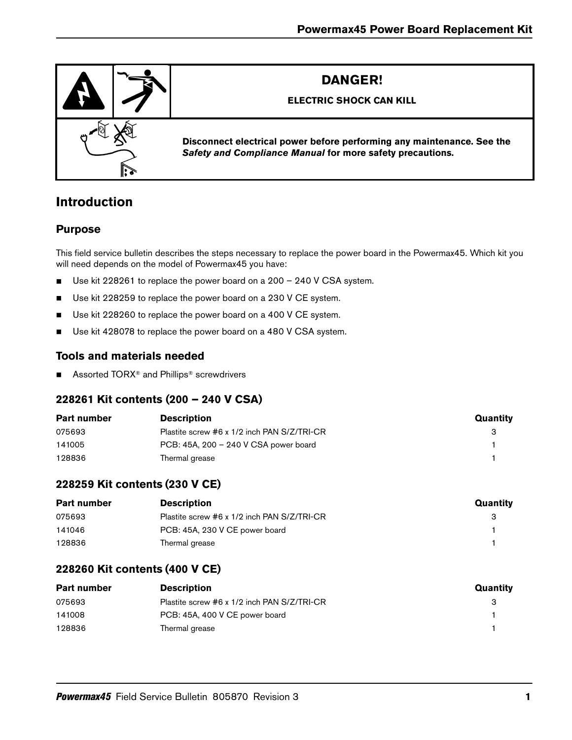**DANGER!**

**ELECTRIC SHOCK CAN KILL**

**Disconnect electrical power before performing any maintenance. See the *Safety and Compliance Manual* for more safety precautions.**

# Introduction

## Purpose

This field service bulletin describes the steps necessary to replace the power board in the Powermax45. Which kit you will need depends on the model of Powermax45 you have:

- Use kit 228261 to replace the power board on a 200 – 240 V CSA system.
- Use kit 228259 to replace the power board on a 230 V CE system.
- Use kit 228260 to replace the power board on a 400 V CE system.
- Use kit 428078 to replace the power board on a 480 V CSA system.

## Tools and materials needed

- Assorted TORX® and Phillips® screwdrivers

### 228261 Kit contents (200 – 240 V CSA)

| Part number | Description | Quantity |
|---|---|---|
| 075693 | Plastite screw #6 x 1/2 inch PAN S/Z/TRI-CR | 3 |
| 141005 | PCB: 45A, 200 – 240 V CSA power board | 1 |
| 128836 | Thermal grease | 1 |

### 228259 Kit contents (230 V CE)

| Part number | Description | Quantity |
|---|---|---|
| 075693 | Plastite screw #6 x 1/2 inch PAN S/Z/TRI-CR | 3 |
| 141046 | PCB: 45A, 230 V CE power board | 1 |
| 128836 | Thermal grease | 1 |

### 228260 Kit contents (400 V CE)

| Part number | Description | Quantity |
|---|---|---|
| 075693 | Plastite screw #6 x 1/2 inch PAN S/Z/TRI-CR | 3 |
| 141008 | PCB: 45A, 400 V CE power board | 1 |
| 128836 | Thermal grease | 1 |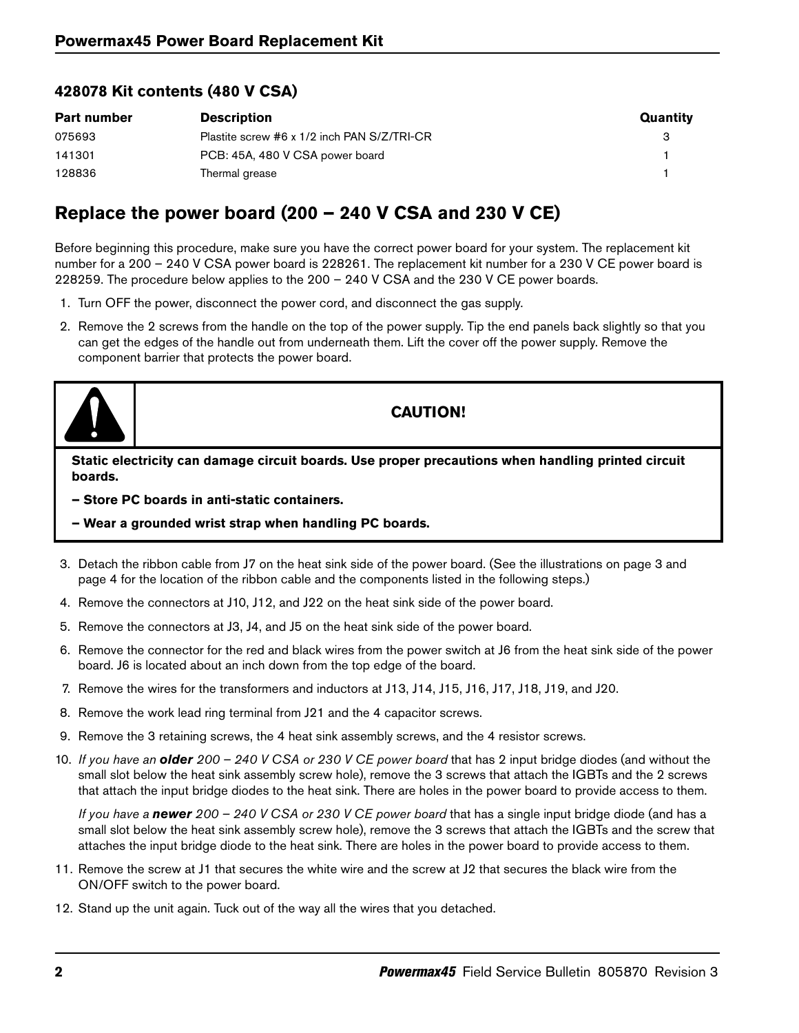### 428078 Kit contents (480 V CSA)

| Part number | Description | Quantity |
|---|---|---|
| 075693 | Plastite screw #6 x 1/2 inch PAN S/Z/TRI-CR | 3 |
| 141301 | PCB: 45A, 480 V CSA power board | 1 |
| 128836 | Thermal grease | 1 |

## Replace the power board (200 – 240 V CSA and 230 V CE)

Before beginning this procedure, make sure you have the correct power board for your system. The replacement kit number for a 200 – 240 V CSA power board is 228261. The replacement kit number for a 230 V CE power board is 228259. The procedure below applies to the 200 – 240 V CSA and the 230 V CE power boards.

1. Turn OFF the power, disconnect the power cord, and disconnect the gas supply.
2. Remove the 2 screws from the handle on the top of the power supply. Tip the end panels back slightly so that you can get the edges of the handle out from underneath them. Lift the cover off the power supply. Remove the component barrier that protects the power board.

**CAUTION!**

**Static electricity can damage circuit boards. Use proper precautions when handling printed circuit boards.**

**– Store PC boards in anti-static containers.**

**– Wear a grounded wrist strap when handling PC boards.**

3. Detach the ribbon cable from J7 on the heat sink side of the power board. (See the illustrations on page 3 and page 4 for the location of the ribbon cable and the components listed in the following steps.)
4. Remove the connectors at J10, J12, and J22 on the heat sink side of the power board.
5. Remove the connectors at J3, J4, and J5 on the heat sink side of the power board.
6. Remove the connector for the red and black wires from the power switch at J6 from the heat sink side of the power board. J6 is located about an inch down from the top edge of the board.
7. Remove the wires for the transformers and inductors at J13, J14, J15, J16, J17, J18, J19, and J20.
8. Remove the work lead ring terminal from J21 and the 4 capacitor screws.
9. Remove the 3 retaining screws, the 4 heat sink assembly screws, and the 4 resistor screws.
10. *If you have an* ***older*** *200 – 240 V CSA or 230 V CE power board* that has 2 input bridge diodes (and without the small slot below the heat sink assembly screw hole), remove the 3 screws that attach the IGBTs and the 2 screws that attach the input bridge diodes to the heat sink. There are holes in the power board to provide access to them.

    *If you have a* ***newer*** *200 – 240 V CSA or 230 V CE power board* that has a single input bridge diode (and has a small slot below the heat sink assembly screw hole), remove the 3 screws that attach the IGBTs and the screw that attaches the input bridge diode to the heat sink. There are holes in the power board to provide access to them.
11. Remove the screw at J1 that secures the white wire and the screw at J2 that secures the black wire from the ON/OFF switch to the power board.
12. Stand up the unit again. Tuck out of the way all the wires that you detached.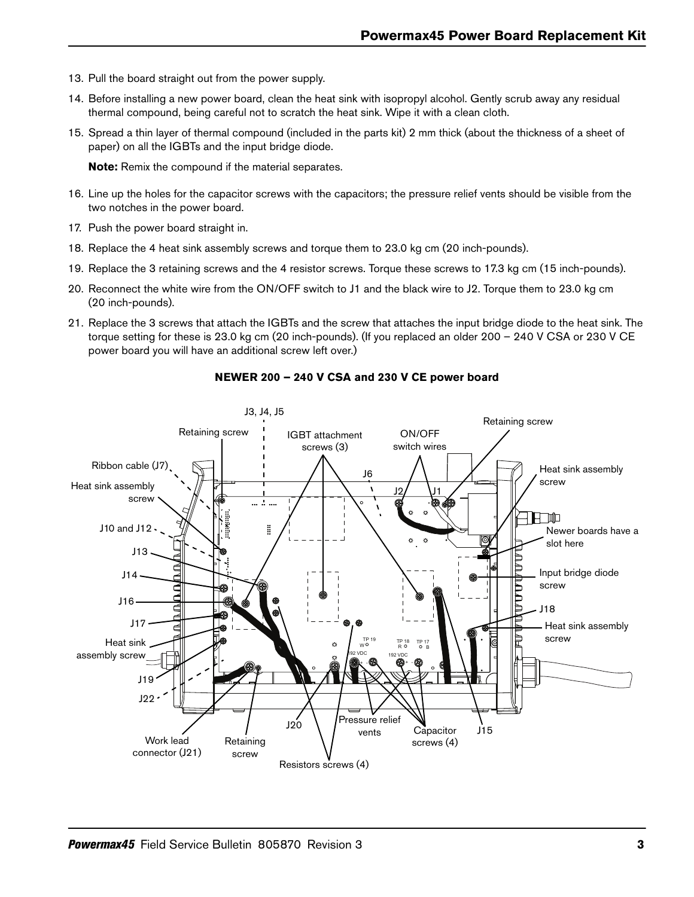13. Pull the board straight out from the power supply.
14. Before installing a new power board, clean the heat sink with isopropyl alcohol. Gently scrub away any residual thermal compound, being careful not to scratch the heat sink. Wipe it with a clean cloth.
15. Spread a thin layer of thermal compound (included in the parts kit) 2 mm thick (about the thickness of a sheet of paper) on all the IGBTs and the input bridge diode.

    **Note:** Remix the compound if the material separates.

16. Line up the holes for the capacitor screws with the capacitors; the pressure relief vents should be visible from the two notches in the power board.
17. Push the power board straight in.
18. Replace the 4 heat sink assembly screws and torque them to 23.0 kg cm (20 inch-pounds).
19. Replace the 3 retaining screws and the 4 resistor screws. Torque these screws to 17.3 kg cm (15 inch-pounds).
20. Reconnect the white wire from the ON/OFF switch to J1 and the black wire to J2. Torque them to 23.0 kg cm (20 inch-pounds).
21. Replace the 3 screws that attach the IGBTs and the screw that attaches the input bridge diode to the heat sink. The torque setting for these is 23.0 kg cm (20 inch-pounds). (If you replaced an older 200 – 240 V CSA or 230 V CE power board you will have an additional screw left over.)

**NEWER 200 – 240 V CSA and 230 V CE power board**

J3, J4, J5
Retaining screw
IGBT attachment screws (3)
ON/OFF switch wires
Retaining screw
Ribbon cable (J7)
J6
J2
J1
Heat sink assembly screw
Heat sink assembly screw
J10 and J12
Newer boards have a slot here
J13
Input bridge diode screw
J14
J16
J18
J17
Heat sink assembly screw
Heat sink assembly screw
J19
J22
Work lead connector (J21)
Retaining screw
J20
Pressure relief vents
Capacitor screws (4)
J15
Resistors screws (4)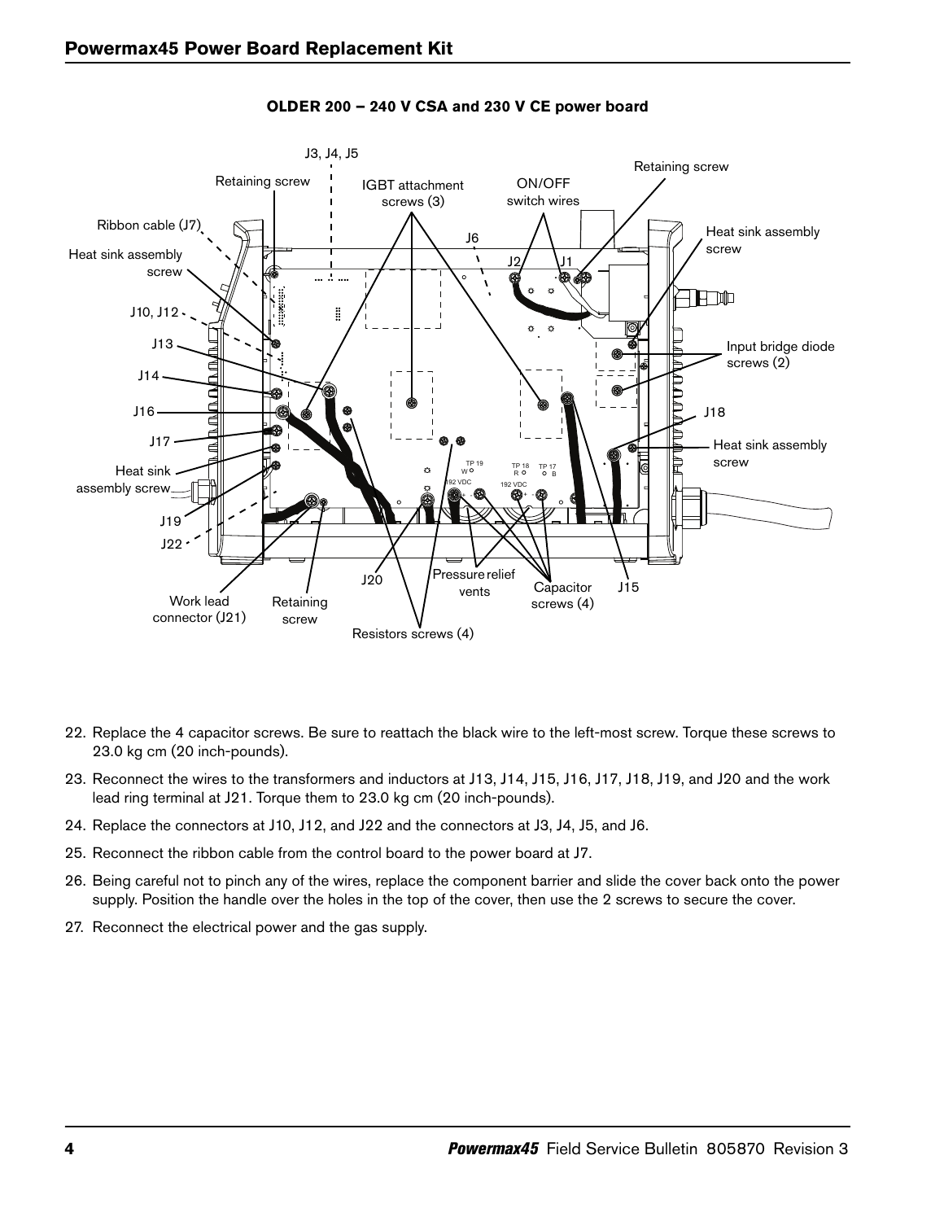**OLDER 200 – 240 V CSA and 230 V CE power board**

22. Replace the 4 capacitor screws. Be sure to reattach the black wire to the left-most screw. Torque these screws to 23.0 kg cm (20 inch-pounds).
23. Reconnect the wires to the transformers and inductors at J13, J14, J15, J16, J17, J18, J19, and J20 and the work lead ring terminal at J21. Torque them to 23.0 kg cm (20 inch-pounds).
24. Replace the connectors at J10, J12, and J22 and the connectors at J3, J4, J5, and J6.
25. Reconnect the ribbon cable from the control board to the power board at J7.
26. Being careful not to pinch any of the wires, replace the component barrier and slide the cover back onto the power supply. Position the handle over the holes in the top of the cover, then use the 2 screws to secure the cover.
27. Reconnect the electrical power and the gas supply.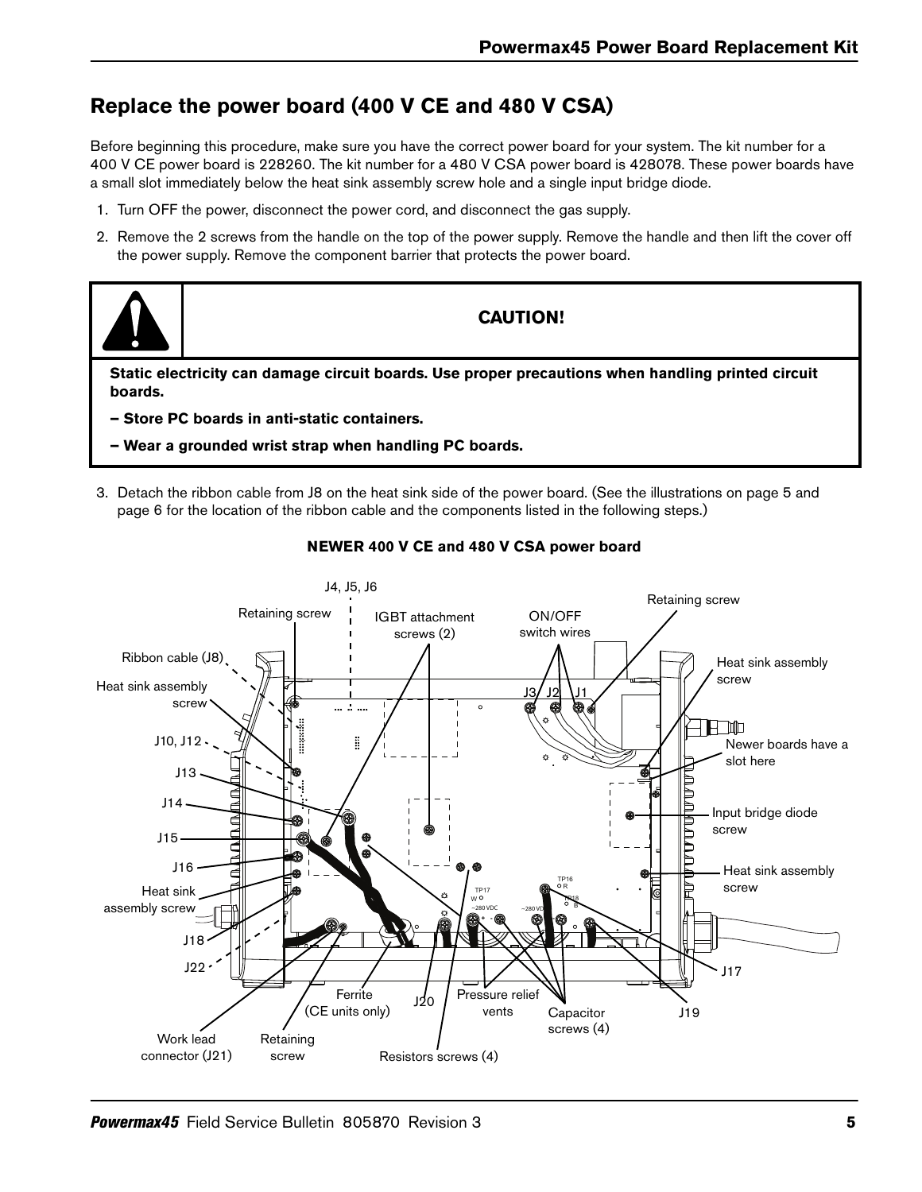## Replace the power board (400 V CE and 480 V CSA)

Before beginning this procedure, make sure you have the correct power board for your system. The kit number for a 400 V CE power board is 228260. The kit number for a 480 V CSA power board is 428078. These power boards have a small slot immediately below the heat sink assembly screw hole and a single input bridge diode.

1. Turn OFF the power, disconnect the power cord, and disconnect the gas supply.
2. Remove the 2 screws from the handle on the top of the power supply. Remove the handle and then lift the cover off the power supply. Remove the component barrier that protects the power board.

**CAUTION!**

**Static electricity can damage circuit boards. Use proper precautions when handling printed circuit boards.**

**– Store PC boards in anti-static containers.**

**– Wear a grounded wrist strap when handling PC boards.**

3. Detach the ribbon cable from J8 on the heat sink side of the power board. (See the illustrations on page 5 and page 6 for the location of the ribbon cable and the components listed in the following steps.)

**NEWER 400 V CE and 480 V CSA power board**

J4, J5, J6

Retaining screw

IGBT attachment screws (2)

ON/OFF switch wires

Retaining screw

Ribbon cable (J8)

Heat sink assembly screw

J3 J2 J1

Heat sink assembly screw

J10, J12

Newer boards have a slot here

J13

J14

Input bridge diode screw

J15

J16

Heat sink assembly screw

Heat sink assembly screw

J18

J22

J17

Ferrite (CE units only)

J20

Pressure relief vents

Capacitor screws (4)

J19

Work lead connector (J21)

Retaining screw

Resistors screws (4)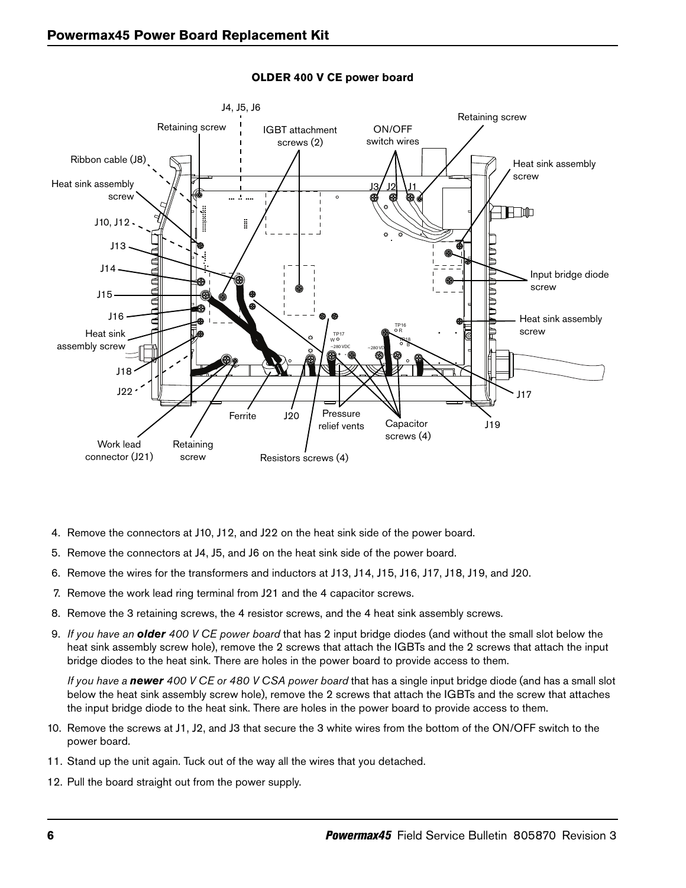**OLDER 400 V CE power board**

4. Remove the connectors at J10, J12, and J22 on the heat sink side of the power board.
5. Remove the connectors at J4, J5, and J6 on the heat sink side of the power board.
6. Remove the wires for the transformers and inductors at J13, J14, J15, J16, J17, J18, J19, and J20.
7. Remove the work lead ring terminal from J21 and the 4 capacitor screws.
8. Remove the 3 retaining screws, the 4 resistor screws, and the 4 heat sink assembly screws.
9. *If you have an* ***older*** *400 V CE power board* that has 2 input bridge diodes (and without the small slot below the heat sink assembly screw hole), remove the 2 screws that attach the IGBTs and the 2 screws that attach the input bridge diodes to the heat sink. There are holes in the power board to provide access to them.

   *If you have a* ***newer*** *400 V CE or 480 V CSA power board* that has a single input bridge diode (and has a small slot below the heat sink assembly screw hole), remove the 2 screws that attach the IGBTs and the screw that attaches the input bridge diode to the heat sink. There are holes in the power board to provide access to them.
10. Remove the screws at J1, J2, and J3 that secure the 3 white wires from the bottom of the ON/OFF switch to the power board.
11. Stand up the unit again. Tuck out of the way all the wires that you detached.
12. Pull the board straight out from the power supply.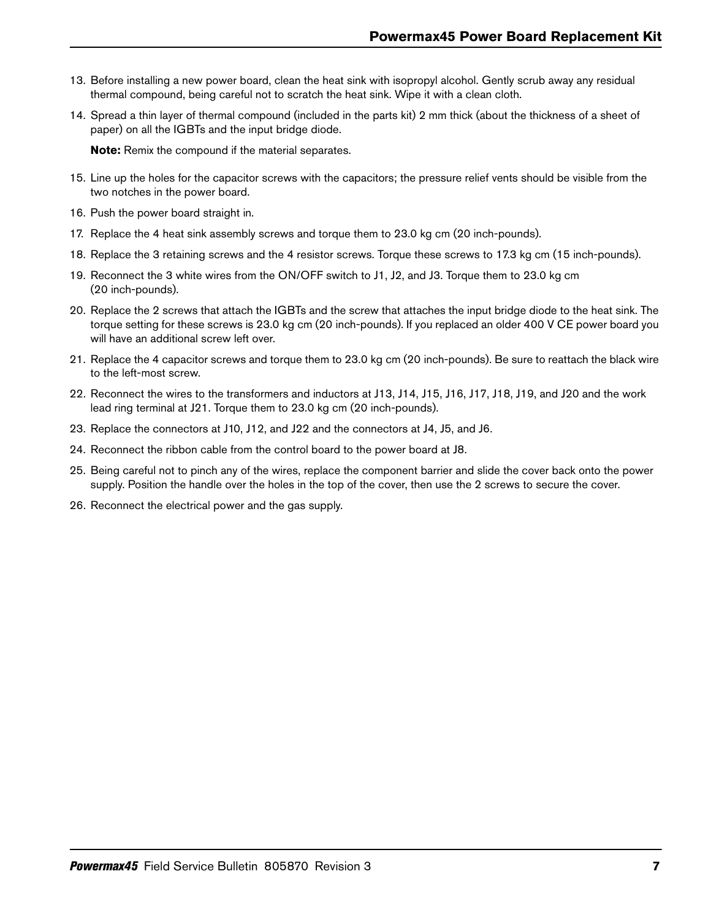13. Before installing a new power board, clean the heat sink with isopropyl alcohol. Gently scrub away any residual thermal compound, being careful not to scratch the heat sink. Wipe it with a clean cloth.
14. Spread a thin layer of thermal compound (included in the parts kit) 2 mm thick (about the thickness of a sheet of paper) on all the IGBTs and the input bridge diode.

    **Note:** Remix the compound if the material separates.

15. Line up the holes for the capacitor screws with the capacitors; the pressure relief vents should be visible from the two notches in the power board.
16. Push the power board straight in.
17. Replace the 4 heat sink assembly screws and torque them to 23.0 kg cm (20 inch-pounds).
18. Replace the 3 retaining screws and the 4 resistor screws. Torque these screws to 17.3 kg cm (15 inch-pounds).
19. Reconnect the 3 white wires from the ON/OFF switch to J1, J2, and J3. Torque them to 23.0 kg cm (20 inch-pounds).
20. Replace the 2 screws that attach the IGBTs and the screw that attaches the input bridge diode to the heat sink. The torque setting for these screws is 23.0 kg cm (20 inch-pounds). If you replaced an older 400 V CE power board you will have an additional screw left over.
21. Replace the 4 capacitor screws and torque them to 23.0 kg cm (20 inch-pounds). Be sure to reattach the black wire to the left-most screw.
22. Reconnect the wires to the transformers and inductors at J13, J14, J15, J16, J17, J18, J19, and J20 and the work lead ring terminal at J21. Torque them to 23.0 kg cm (20 inch-pounds).
23. Replace the connectors at J10, J12, and J22 and the connectors at J4, J5, and J6.
24. Reconnect the ribbon cable from the control board to the power board at J8.
25. Being careful not to pinch any of the wires, replace the component barrier and slide the cover back onto the power supply. Position the handle over the holes in the top of the cover, then use the 2 screws to secure the cover.
26. Reconnect the electrical power and the gas supply.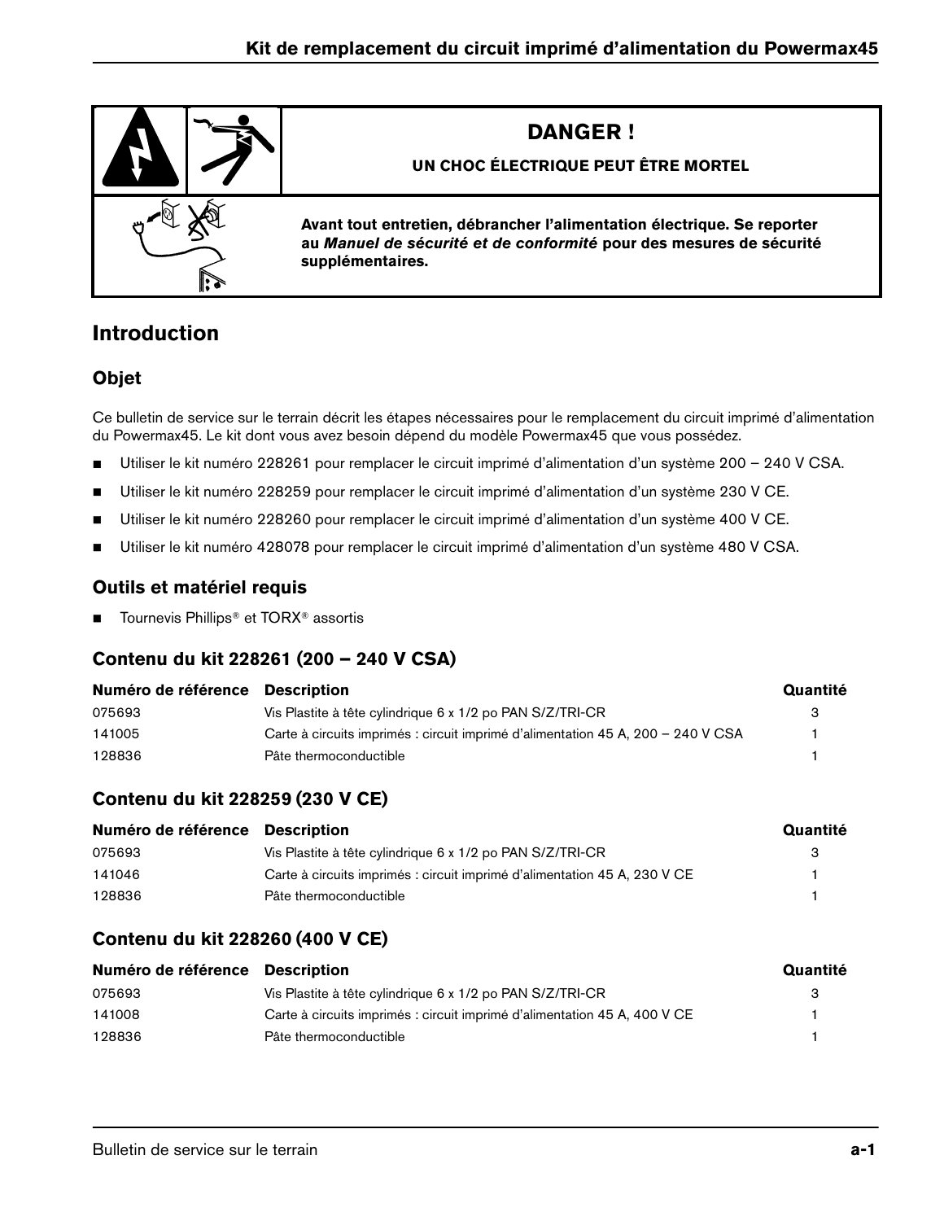**DANGER !**

**UN CHOC ÉLECTRIQUE PEUT ÊTRE MORTEL**

**Avant tout entretien, débrancher l’alimentation électrique. Se reporter au *Manuel de sécurité et de conformité* pour des mesures de sécurité supplémentaires.**

## Introduction

### Objet

Ce bulletin de service sur le terrain décrit les étapes nécessaires pour le remplacement du circuit imprimé d’alimentation du Powermax45. Le kit dont vous avez besoin dépend du modèle Powermax45 que vous possédez.

- Utiliser le kit numéro 228261 pour remplacer le circuit imprimé d’alimentation d’un système 200 – 240 V CSA.
- Utiliser le kit numéro 228259 pour remplacer le circuit imprimé d’alimentation d’un système 230 V CE.
- Utiliser le kit numéro 228260 pour remplacer le circuit imprimé d’alimentation d’un système 400 V CE.
- Utiliser le kit numéro 428078 pour remplacer le circuit imprimé d’alimentation d’un système 480 V CSA.

### Outils et matériel requis

- Tournevis Phillips® et TORX® assortis

### Contenu du kit 228261 (200 – 240 V CSA)

| Numéro de référence | Description | Quantité |
|---|---|---|
| 075693 | Vis Plastite à tête cylindrique 6 x 1/2 po PAN S/Z/TRI-CR | 3 |
| 141005 | Carte à circuits imprimés : circuit imprimé d’alimentation 45 A, 200 – 240 V CSA | 1 |
| 128836 | Pâte thermoconductible | 1 |

### Contenu du kit 228259 (230 V CE)

| Numéro de référence | Description | Quantité |
|---|---|---|
| 075693 | Vis Plastite à tête cylindrique 6 x 1/2 po PAN S/Z/TRI-CR | 3 |
| 141046 | Carte à circuits imprimés : circuit imprimé d’alimentation 45 A, 230 V CE | 1 |
| 128836 | Pâte thermoconductible | 1 |

### Contenu du kit 228260 (400 V CE)

| Numéro de référence | Description | Quantité |
|---|---|---|
| 075693 | Vis Plastite à tête cylindrique 6 x 1/2 po PAN S/Z/TRI-CR | 3 |
| 141008 | Carte à circuits imprimés : circuit imprimé d’alimentation 45 A, 400 V CE | 1 |
| 128836 | Pâte thermoconductible | 1 |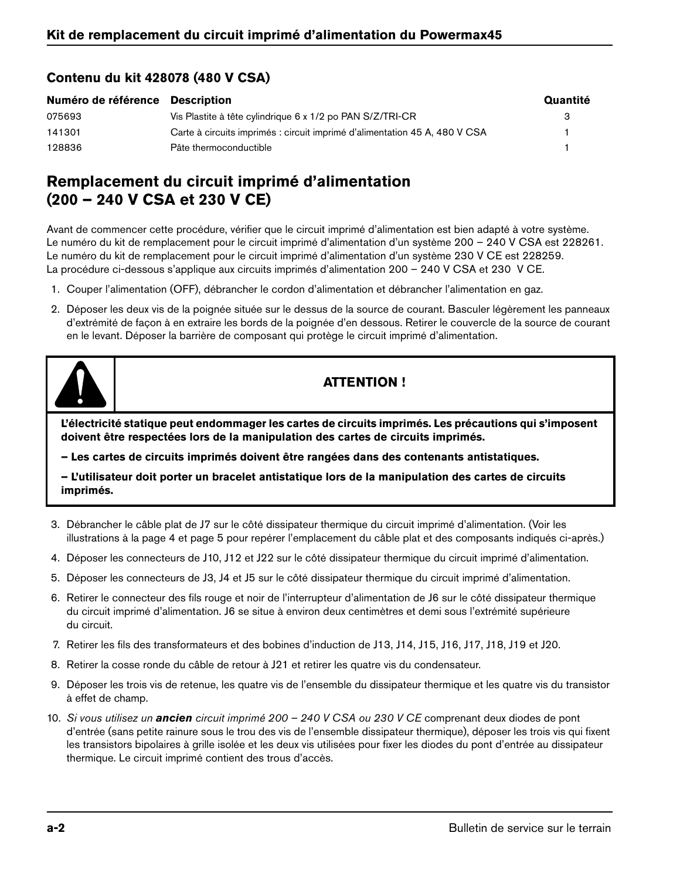## Contenu du kit 428078 (480 V CSA)

| Numéro de référence | Description | Quantité |
|---|---|---|
| 075693 | Vis Plastite à tête cylindrique 6 x 1/2 po PAN S/Z/TRI-CR | 3 |
| 141301 | Carte à circuits imprimés : circuit imprimé d'alimentation 45 A, 480 V CSA | 1 |
| 128836 | Pâte thermoconductible | 1 |

# Remplacement du circuit imprimé d'alimentation (200 – 240 V CSA et 230 V CE)

Avant de commencer cette procédure, vérifier que le circuit imprimé d'alimentation est bien adapté à votre système.
Le numéro du kit de remplacement pour le circuit imprimé d'alimentation d'un système 200 – 240 V CSA est 228261.
Le numéro du kit de remplacement pour le circuit imprimé d'alimentation d'un système 230 V CE est 228259.
La procédure ci-dessous s'applique aux circuits imprimés d'alimentation 200 – 240 V CSA et 230 V CE.

1. Couper l'alimentation (OFF), débrancher le cordon d'alimentation et débrancher l'alimentation en gaz.
2. Déposer les deux vis de la poignée située sur le dessus de la source de courant. Basculer légèrement les panneaux d'extrémité de façon à en extraire les bords de la poignée d'en dessous. Retirer le couvercle de la source de courant en le levant. Déposer la barrière de composant qui protège le circuit imprimé d'alimentation.

**ATTENTION !**

**L'électricité statique peut endommager les cartes de circuits imprimés. Les précautions qui s'imposent doivent être respectées lors de la manipulation des cartes de circuits imprimés.**

**– Les cartes de circuits imprimés doivent être rangées dans des contenants antistatiques.**

**– L'utilisateur doit porter un bracelet antistatique lors de la manipulation des cartes de circuits imprimés.**

3. Débrancher le câble plat de J7 sur le côté dissipateur thermique du circuit imprimé d'alimentation. (Voir les illustrations à la page 4 et page 5 pour repérer l'emplacement du câble plat et des composants indiqués ci-après.)
4. Déposer les connecteurs de J10, J12 et J22 sur le côté dissipateur thermique du circuit imprimé d'alimentation.
5. Déposer les connecteurs de J3, J4 et J5 sur le côté dissipateur thermique du circuit imprimé d'alimentation.
6. Retirer le connecteur des fils rouge et noir de l'interrupteur d'alimentation de J6 sur le côté dissipateur thermique du circuit imprimé d'alimentation. J6 se situe à environ deux centimètres et demi sous l'extrémité supérieure du circuit.
7. Retirer les fils des transformateurs et des bobines d'induction de J13, J14, J15, J16, J17, J18, J19 et J20.
8. Retirer la cosse ronde du câble de retour à J21 et retirer les quatre vis du condensateur.
9. Déposer les trois vis de retenue, les quatre vis de l'ensemble du dissipateur thermique et les quatre vis du transistor à effet de champ.
10. *Si vous utilisez un* ***ancien*** *circuit imprimé 200 – 240 V CSA ou 230 V CE* comprenant deux diodes de pont d'entrée (sans petite rainure sous le trou des vis de l'ensemble dissipateur thermique), déposer les trois vis qui fixent les transistors bipolaires à grille isolée et les deux vis utilisées pour fixer les diodes du pont d'entrée au dissipateur thermique. Le circuit imprimé contient des trous d'accès.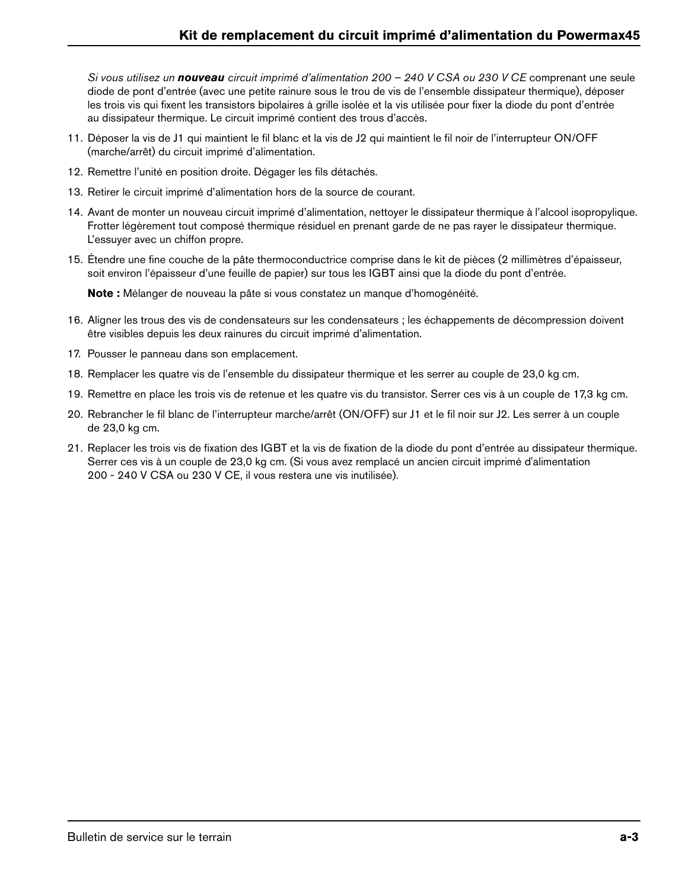*Si vous utilisez un* ***nouveau*** *circuit imprimé d'alimentation 200 – 240 V CSA ou 230 V CE* comprenant une seule diode de pont d'entrée (avec une petite rainure sous le trou de vis de l'ensemble dissipateur thermique), déposer les trois vis qui fixent les transistors bipolaires à grille isolée et la vis utilisée pour fixer la diode du pont d'entrée au dissipateur thermique. Le circuit imprimé contient des trous d'accès.

11. Déposer la vis de J1 qui maintient le fil blanc et la vis de J2 qui maintient le fil noir de l'interrupteur ON/OFF (marche/arrêt) du circuit imprimé d'alimentation.
12. Remettre l'unité en position droite. Dégager les fils détachés.
13. Retirer le circuit imprimé d'alimentation hors de la source de courant.
14. Avant de monter un nouveau circuit imprimé d'alimentation, nettoyer le dissipateur thermique à l'alcool isopropylique. Frotter légèrement tout composé thermique résiduel en prenant garde de ne pas rayer le dissipateur thermique. L'essuyer avec un chiffon propre.
15. Étendre une fine couche de la pâte thermoconductrice comprise dans le kit de pièces (2 millimètres d'épaisseur, soit environ l'épaisseur d'une feuille de papier) sur tous les IGBT ainsi que la diode du pont d'entrée.

    **Note :** Mélanger de nouveau la pâte si vous constatez un manque d'homogénéité.

16. Aligner les trous des vis de condensateurs sur les condensateurs ; les échappements de décompression doivent être visibles depuis les deux rainures du circuit imprimé d'alimentation.
17. Pousser le panneau dans son emplacement.
18. Remplacer les quatre vis de l'ensemble du dissipateur thermique et les serrer au couple de 23,0 kg cm.
19. Remettre en place les trois vis de retenue et les quatre vis du transistor. Serrer ces vis à un couple de 17,3 kg cm.
20. Rebrancher le fil blanc de l'interrupteur marche/arrêt (ON/OFF) sur J1 et le fil noir sur J2. Les serrer à un couple de 23,0 kg cm.
21. Replacer les trois vis de fixation des IGBT et la vis de fixation de la diode du pont d'entrée au dissipateur thermique. Serrer ces vis à un couple de 23,0 kg cm. (Si vous avez remplacé un ancien circuit imprimé d'alimentation 200 - 240 V CSA ou 230 V CE, il vous restera une vis inutilisée).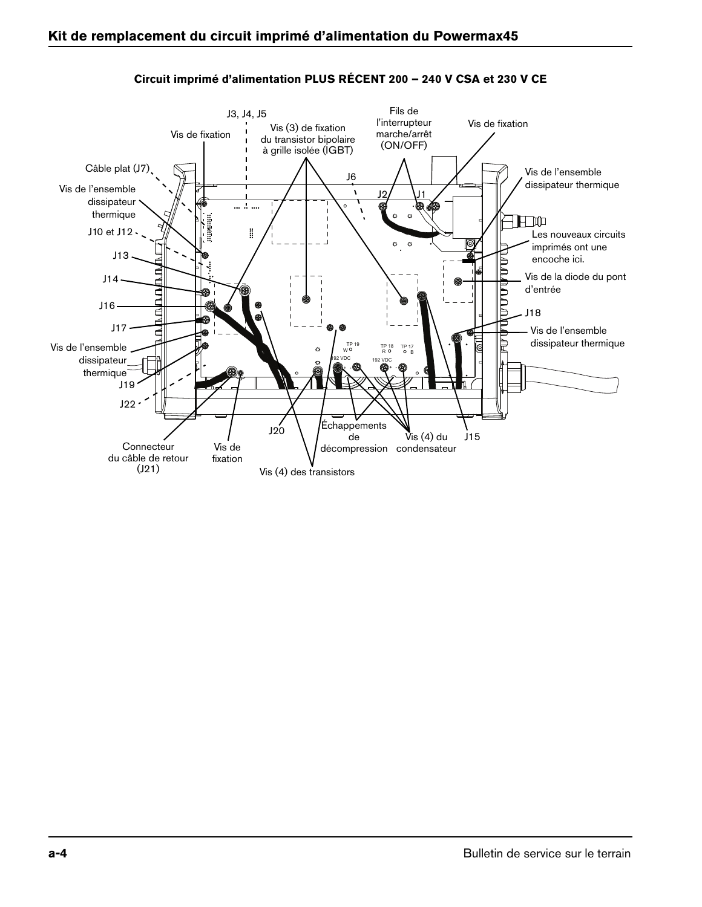## Circuit imprimé d'alimentation PLUS RÉCENT 200 – 240 V CSA et 230 V CE

J3, J4, J5

Vis de fixation

Vis (3) de fixation du transistor bipolaire à grille isolée (IGBT)

Fils de l'interrupteur marche/arrêt (ON/OFF)

Vis de fixation

Câble plat (J7)

Vis de l'ensemble dissipateur thermique

J6

J2

J1

Vis de l'ensemble dissipateur thermique

J10 et J12

Les nouveaux circuits imprimés ont une encoche ici.

J13

J14

Vis de la diode du pont d'entrée

J16

J18

J17

Vis de l'ensemble dissipateur thermique

Vis de l'ensemble dissipateur thermique

J19

J22

J20

Échappements de décompression

Vis (4) du condensateur

J15

Connecteur du câble de retour (J21)

Vis de fixation

Vis (4) des transistors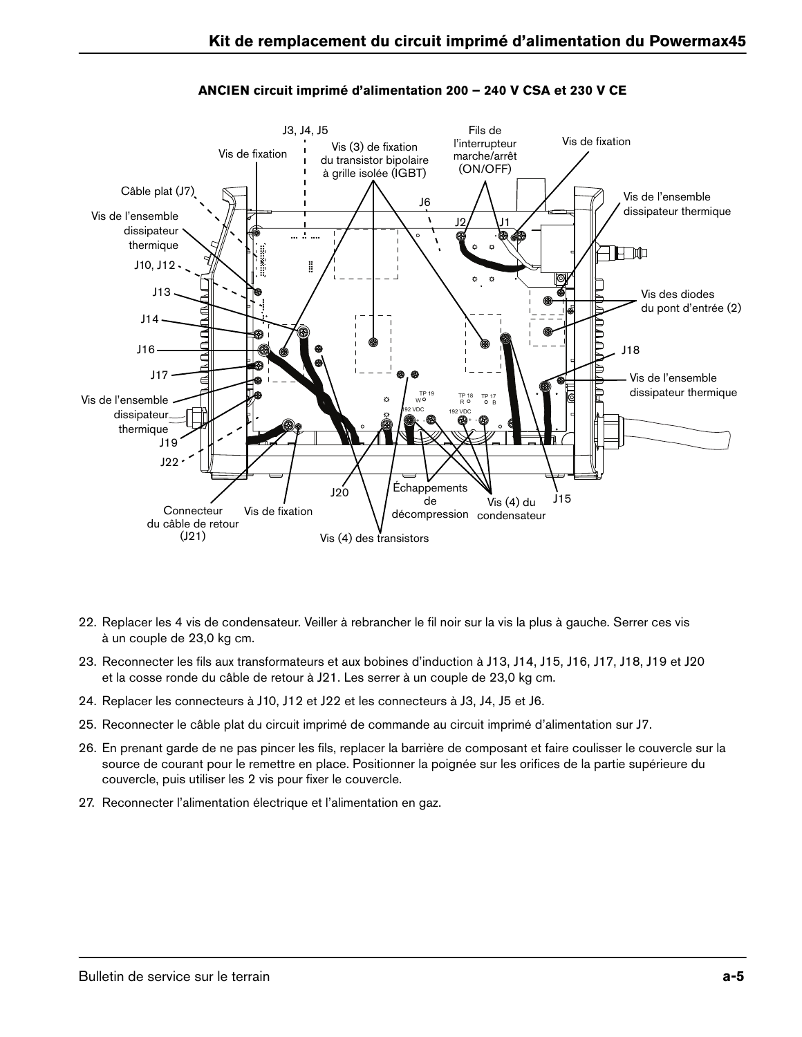**ANCIEN circuit imprimé d'alimentation 200 – 240 V CSA et 230 V CE**

J3, J4, J5

Vis de fixation

Vis (3) de fixation du transistor bipolaire à grille isolée (IGBT)

Fils de l'interrupteur marche/arrêt (ON/OFF)

Vis de fixation

Câble plat (J7)

Vis de l'ensemble dissipateur thermique

J6

J2

J1

Vis de l'ensemble dissipateur thermique

J10, J12

J13

Vis des diodes du pont d'entrée (2)

J14

J16

J18

J17

Vis de l'ensemble dissipateur thermique

Vis de l'ensemble dissipateur thermique

J19

J22

TP 19 W

TP 18 R

TP 17 B

192 VDC

192 VDC

J20

Échappements de décompression

Vis (4) du condensateur

J15

Connecteur du câble de retour (J21)

Vis de fixation

Vis (4) des transistors

22. Replacer les 4 vis de condensateur. Veiller à rebrancher le fil noir sur la vis la plus à gauche. Serrer ces vis à un couple de 23,0 kg cm.
23. Reconnecter les fils aux transformateurs et aux bobines d'induction à J13, J14, J15, J16, J17, J18, J19 et J20 et la cosse ronde du câble de retour à J21. Les serrer à un couple de 23,0 kg cm.
24. Replacer les connecteurs à J10, J12 et J22 et les connecteurs à J3, J4, J5 et J6.
25. Reconnecter le câble plat du circuit imprimé de commande au circuit imprimé d'alimentation sur J7.
26. En prenant garde de ne pas pincer les fils, replacer la barrière de composant et faire coulisser le couvercle sur la source de courant pour le remettre en place. Positionner la poignée sur les orifices de la partie supérieure du couvercle, puis utiliser les 2 vis pour fixer le couvercle.
27. Reconnecter l'alimentation électrique et l'alimentation en gaz.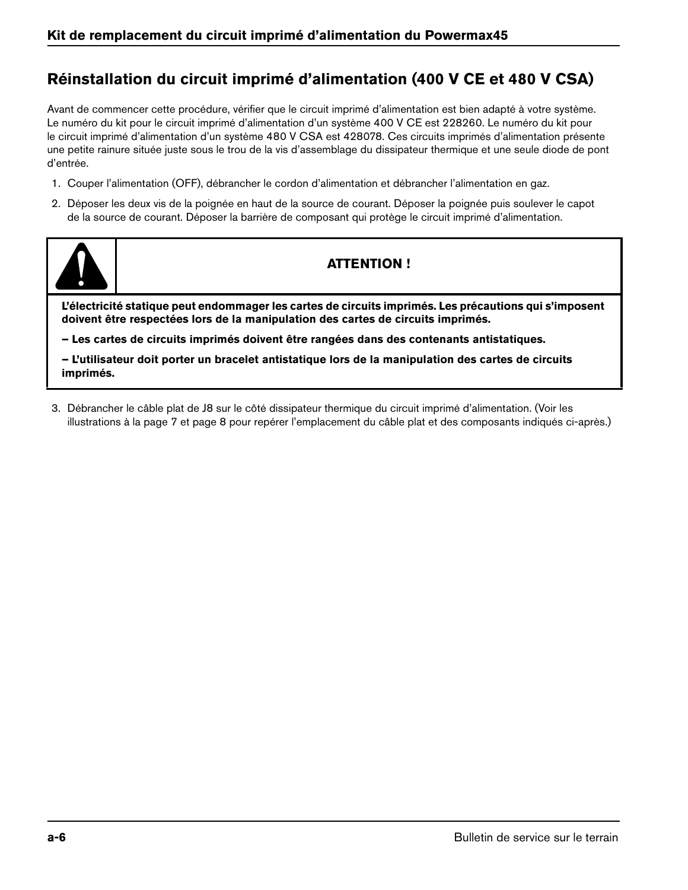## Réinstallation du circuit imprimé d'alimentation (400 V CE et 480 V CSA)

Avant de commencer cette procédure, vérifier que le circuit imprimé d'alimentation est bien adapté à votre système. Le numéro du kit pour le circuit imprimé d'alimentation d'un système 400 V CE est 228260. Le numéro du kit pour le circuit imprimé d'alimentation d'un système 480 V CSA est 428078. Ces circuits imprimés d'alimentation présente une petite rainure située juste sous le trou de la vis d'assemblage du dissipateur thermique et une seule diode de pont d'entrée.

1. Couper l'alimentation (OFF), débrancher le cordon d'alimentation et débrancher l'alimentation en gaz.
2. Déposer les deux vis de la poignée en haut de la source de courant. Déposer la poignée puis soulever le capot de la source de courant. Déposer la barrière de composant qui protège le circuit imprimé d'alimentation.

**ATTENTION !**

**L'électricité statique peut endommager les cartes de circuits imprimés. Les précautions qui s'imposent doivent être respectées lors de la manipulation des cartes de circuits imprimés.**

**– Les cartes de circuits imprimés doivent être rangées dans des contenants antistatiques.**

**– L'utilisateur doit porter un bracelet antistatique lors de la manipulation des cartes de circuits imprimés.**

3. Débrancher le câble plat de J8 sur le côté dissipateur thermique du circuit imprimé d'alimentation. (Voir les illustrations à la page 7 et page 8 pour repérer l'emplacement du câble plat et des composants indiqués ci-après.)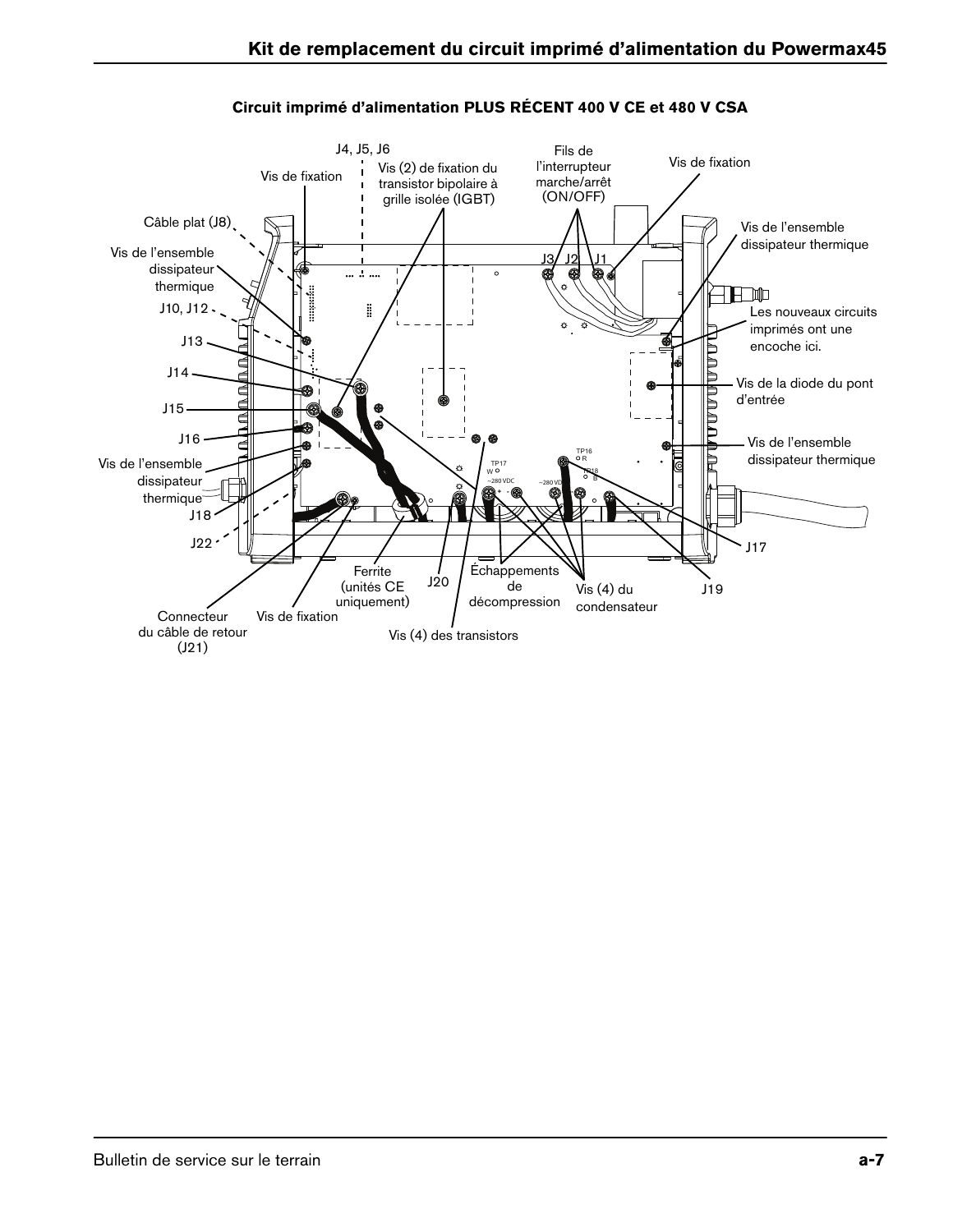### Circuit imprimé d'alimentation PLUS RÉCENT 400 V CE et 480 V CSA

J4, J5, J6

Vis de fixation

Vis (2) de fixation du transistor bipolaire à grille isolée (IGBT)

Fils de l'interrupteur marche/arrêt (ON/OFF)

Vis de fixation

Câble plat (J8)

Vis de l'ensemble dissipateur thermique

J3 J2 J1

Vis de l'ensemble dissipateur thermique

J10, J12

Les nouveaux circuits imprimés ont une encoche ici.

J13

J14

Vis de la diode du pont d'entrée

J15

J16

Vis de l'ensemble dissipateur thermique

Vis de l'ensemble dissipateur thermique

TP17 W

TP16 R

TP18 B

~280 VDC

~280 VDC

J18

J22

J17

Ferrite (unités CE uniquement)

J20

Échappements de décompression

Vis (4) du condensateur

J19

Connecteur du câble de retour (J21)

Vis de fixation

Vis (4) des transistors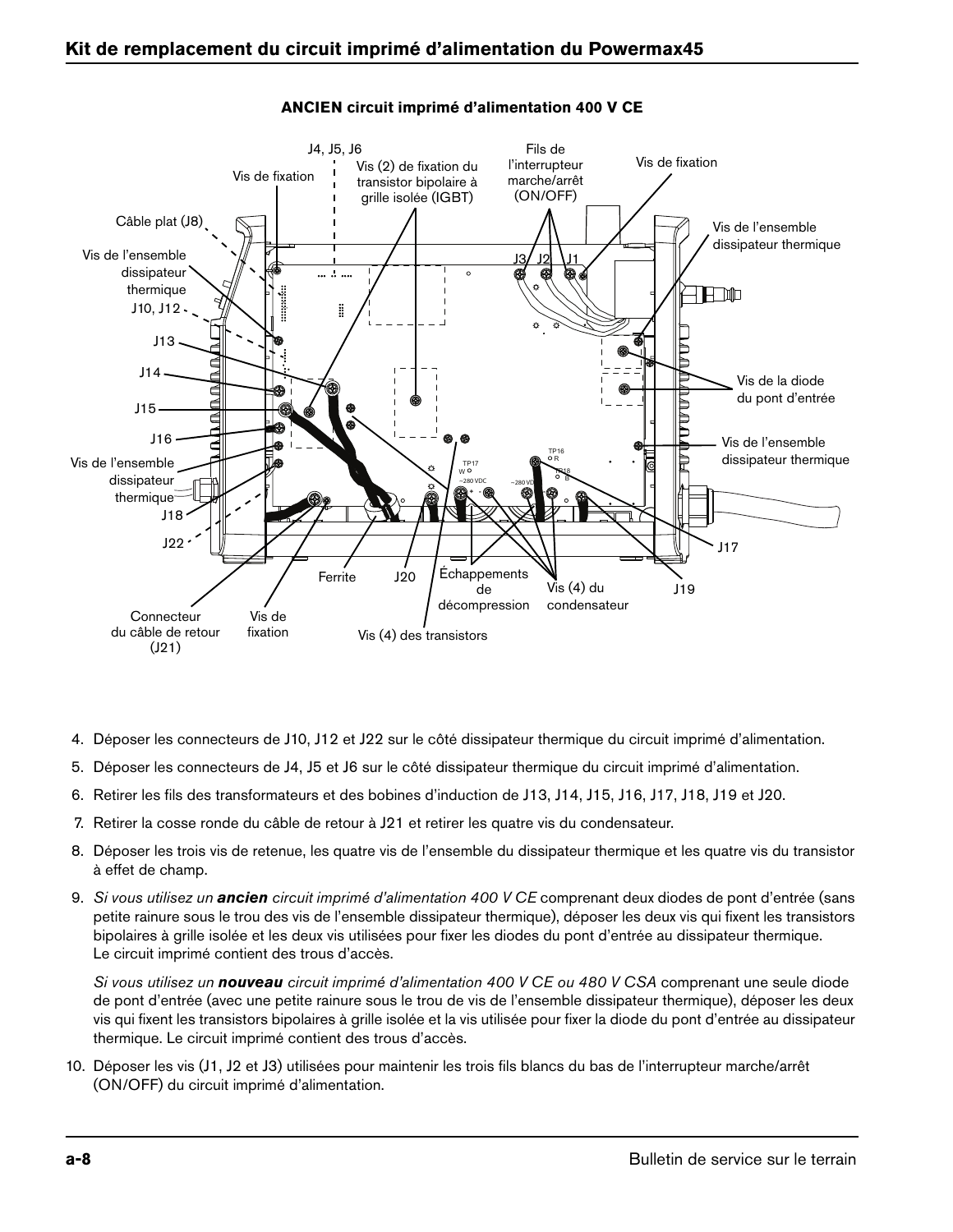## ANCIEN circuit imprimé d'alimentation 400 V CE

J4, J5, J6

Vis de fixation

Vis (2) de fixation du transistor bipolaire à grille isolée (IGBT)

Fils de l'interrupteur marche/arrêt (ON/OFF)

Vis de fixation

Câble plat (J8)

Vis de l'ensemble dissipateur thermique

Vis de l'ensemble dissipateur thermique

J10, J12

J3 J2 J1

J13

J14

J15

J16

Vis de la diode du pont d'entrée

Vis de l'ensemble dissipateur thermique

Vis de l'ensemble dissipateur thermique

J18

J22

J17

Ferrite

J20

Échappements de décompression

Vis (4) du condensateur

J19

Connecteur du câble de retour (J21)

Vis de fixation

Vis (4) des transistors

4. Déposer les connecteurs de J10, J12 et J22 sur le côté dissipateur thermique du circuit imprimé d'alimentation.
5. Déposer les connecteurs de J4, J5 et J6 sur le côté dissipateur thermique du circuit imprimé d'alimentation.
6. Retirer les fils des transformateurs et des bobines d'induction de J13, J14, J15, J16, J17, J18, J19 et J20.
7. Retirer la cosse ronde du câble de retour à J21 et retirer les quatre vis du condensateur.
8. Déposer les trois vis de retenue, les quatre vis de l'ensemble du dissipateur thermique et les quatre vis du transistor à effet de champ.
9. *Si vous utilisez un* ***ancien*** *circuit imprimé d'alimentation 400 V CE* comprenant deux diodes de pont d'entrée (sans petite rainure sous le trou des vis de l'ensemble dissipateur thermique), déposer les deux vis qui fixent les transistors bipolaires à grille isolée et les deux vis utilisées pour fixer les diodes du pont d'entrée au dissipateur thermique. Le circuit imprimé contient des trous d'accès.

   *Si vous utilisez un* ***nouveau*** *circuit imprimé d'alimentation 400 V CE ou 480 V CSA* comprenant une seule diode de pont d'entrée (avec une petite rainure sous le trou de vis de l'ensemble dissipateur thermique), déposer les deux vis qui fixent les transistors bipolaires à grille isolée et la vis utilisée pour fixer la diode du pont d'entrée au dissipateur thermique. Le circuit imprimé contient des trous d'accès.
10. Déposer les vis (J1, J2 et J3) utilisées pour maintenir les trois fils blancs du bas de l'interrupteur marche/arrêt (ON/OFF) du circuit imprimé d'alimentation.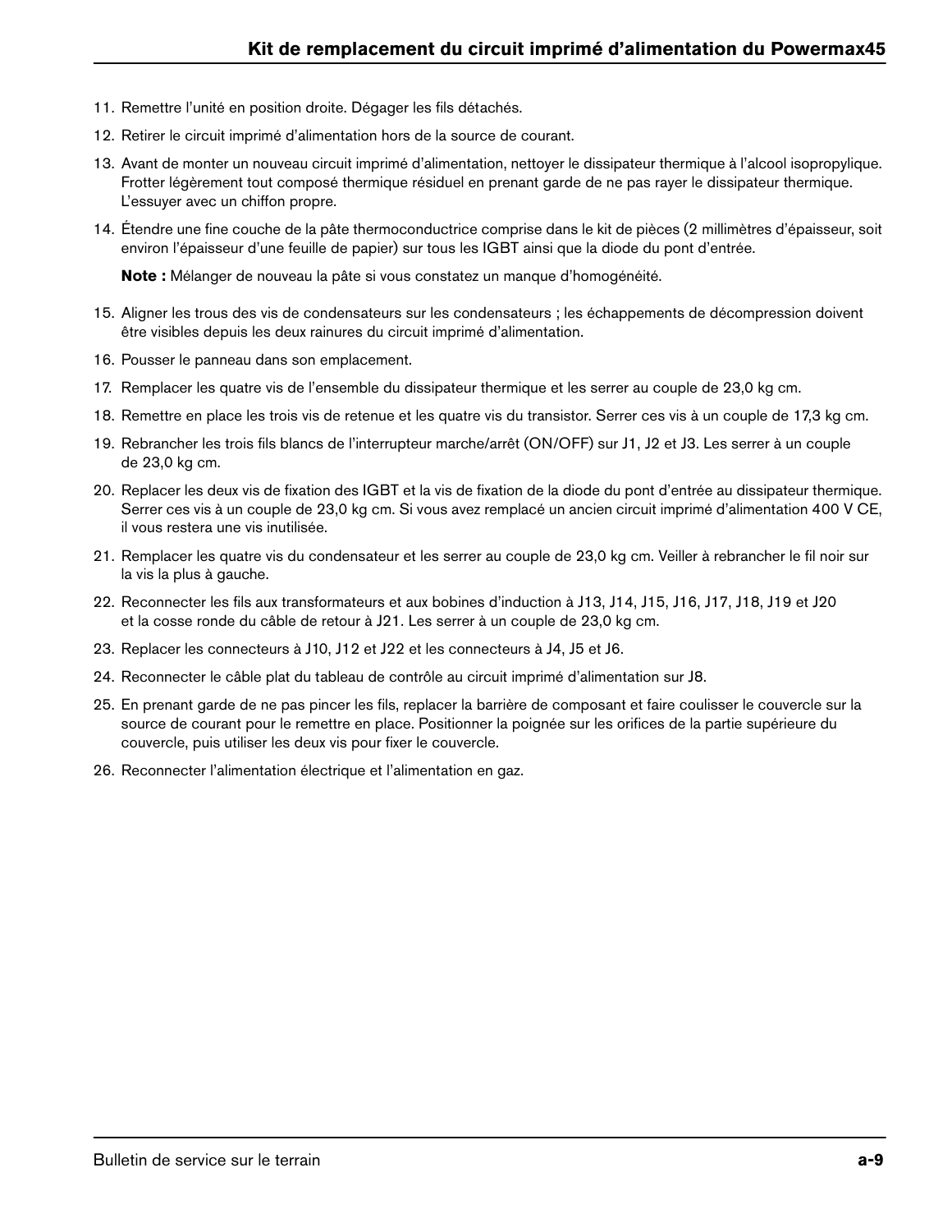11. Remettre l'unité en position droite. Dégager les fils détachés.
12. Retirer le circuit imprimé d'alimentation hors de la source de courant.
13. Avant de monter un nouveau circuit imprimé d'alimentation, nettoyer le dissipateur thermique à l'alcool isopropylique. Frotter légèrement tout composé thermique résiduel en prenant garde de ne pas rayer le dissipateur thermique. L'essuyer avec un chiffon propre.
14. Étendre une fine couche de la pâte thermoconductrice comprise dans le kit de pièces (2 millimètres d'épaisseur, soit environ l'épaisseur d'une feuille de papier) sur tous les IGBT ainsi que la diode du pont d'entrée.

    **Note :** Mélanger de nouveau la pâte si vous constatez un manque d'homogénéité.

15. Aligner les trous des vis de condensateurs sur les condensateurs ; les échappements de décompression doivent être visibles depuis les deux rainures du circuit imprimé d'alimentation.
16. Pousser le panneau dans son emplacement.
17. Remplacer les quatre vis de l'ensemble du dissipateur thermique et les serrer au couple de 23,0 kg cm.
18. Remettre en place les trois vis de retenue et les quatre vis du transistor. Serrer ces vis à un couple de 17,3 kg cm.
19. Rebrancher les trois fils blancs de l'interrupteur marche/arrêt (ON/OFF) sur J1, J2 et J3. Les serrer à un couple de 23,0 kg cm.
20. Replacer les deux vis de fixation des IGBT et la vis de fixation de la diode du pont d'entrée au dissipateur thermique. Serrer ces vis à un couple de 23,0 kg cm. Si vous avez remplacé un ancien circuit imprimé d'alimentation 400 V CE, il vous restera une vis inutilisée.
21. Remplacer les quatre vis du condensateur et les serrer au couple de 23,0 kg cm. Veiller à rebrancher le fil noir sur la vis la plus à gauche.
22. Reconnecter les fils aux transformateurs et aux bobines d'induction à J13, J14, J15, J16, J17, J18, J19 et J20 et la cosse ronde du câble de retour à J21. Les serrer à un couple de 23,0 kg cm.
23. Replacer les connecteurs à J10, J12 et J22 et les connecteurs à J4, J5 et J6.
24. Reconnecter le câble plat du tableau de contrôle au circuit imprimé d'alimentation sur J8.
25. En prenant garde de ne pas pincer les fils, replacer la barrière de composant et faire coulisser le couvercle sur la source de courant pour le remettre en place. Positionner la poignée sur les orifices de la partie supérieure du couvercle, puis utiliser les deux vis pour fixer le couvercle.
26. Reconnecter l'alimentation électrique et l'alimentation en gaz.